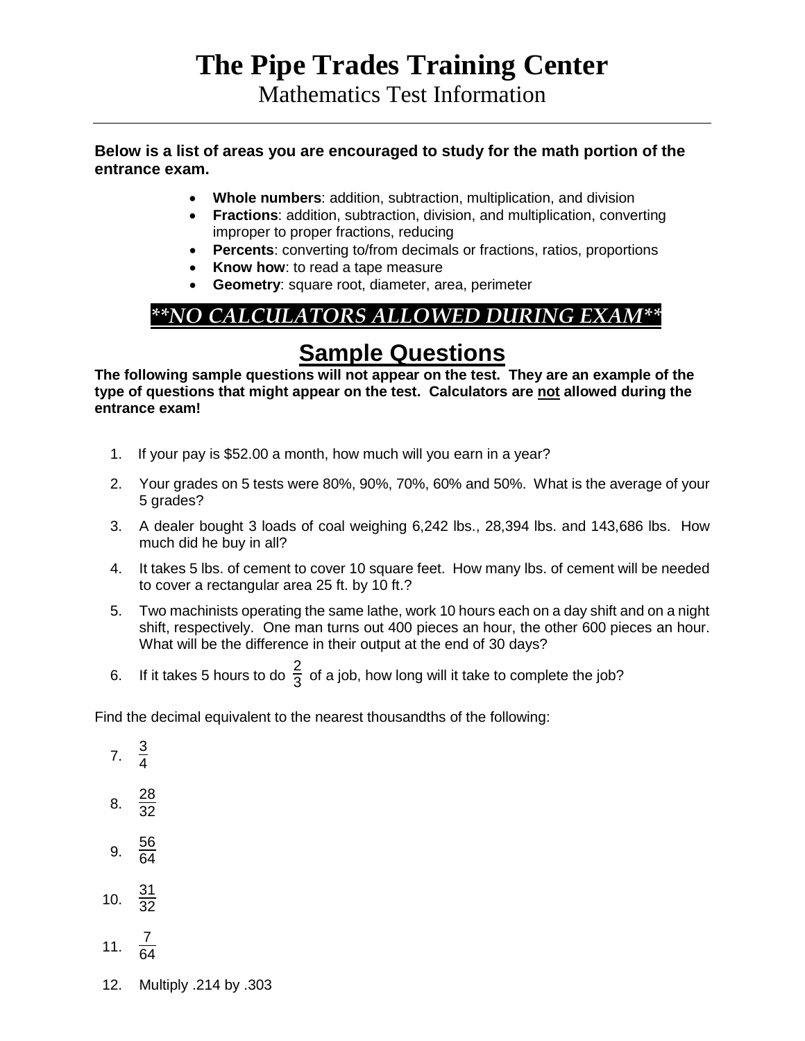# The Pipe Trades Training Center

## Mathematics Test Information

---

**Below is a list of areas you are encouraged to study for the math portion of the entrance exam.**

- **Whole numbers**: addition, subtraction, multiplication, and division
- **Fractions**: addition, subtraction, division, and multiplication, converting improper to proper fractions, reducing
- **Percents**: converting to/from decimals or fractions, ratios, proportions
- **Know how**: to read a tape measure
- **Geometry**: square root, diameter, area, perimeter

***\*\*NO CALCULATORS ALLOWED DURING EXAM\*\****

## Sample Questions

**The following sample questions will not appear on the test. They are an example of the type of questions that might appear on the test. Calculators are not allowed during the entrance exam!**

1. If your pay is $52.00 a month, how much will you earn in a year?
2. Your grades on 5 tests were 80%, 90%, 70%, 60% and 50%. What is the average of your 5 grades?
3. A dealer bought 3 loads of coal weighing 6,242 lbs., 28,394 lbs. and 143,686 lbs. How much did he buy in all?
4. It takes 5 lbs. of cement to cover 10 square feet. How many lbs. of cement will be needed to cover a rectangular area 25 ft. by 10 ft.?
5. Two machinists operating the same lathe, work 10 hours each on a day shift and on a night shift, respectively. One man turns out 400 pieces an hour, the other 600 pieces an hour. What will be the difference in their output at the end of 30 days?
6. If it takes 5 hours to do $\frac{2}{3}$ of a job, how long will it take to complete the job?

Find the decimal equivalent to the nearest thousandths of the following:

7. $\frac{3}{4}$
8. $\frac{28}{32}$
9. $\frac{56}{64}$
10. $\frac{31}{32}$
11. $\frac{7}{64}$
12. Multiply .214 by .303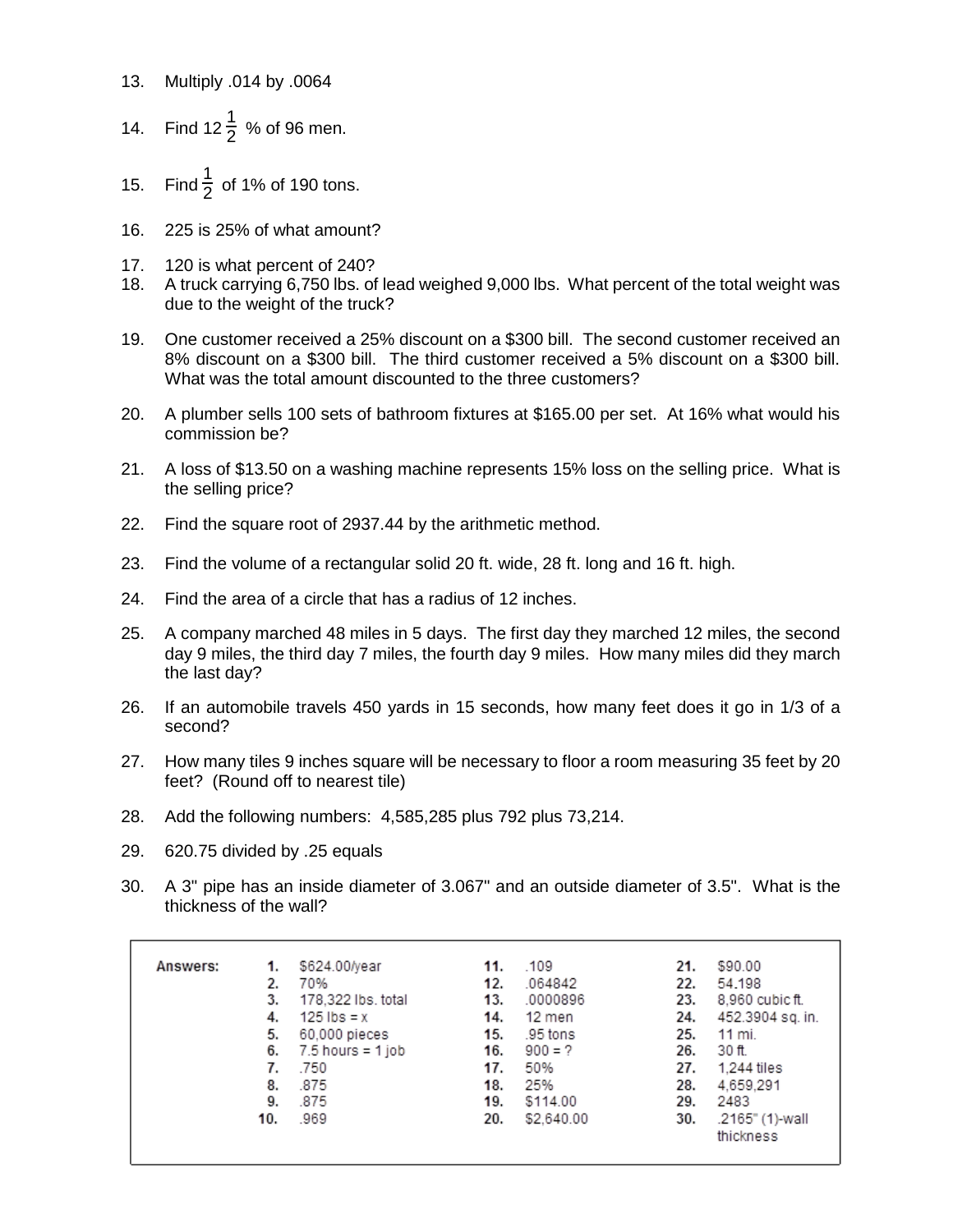13. Multiply .014 by .0064

14. Find $12\frac{1}{2}$ % of 96 men.

15. Find $\frac{1}{2}$ of 1% of 190 tons.

16. 225 is 25% of what amount?

17. 120 is what percent of 240?

18. A truck carrying 6,750 lbs. of lead weighed 9,000 lbs. What percent of the total weight was due to the weight of the truck?

19. One customer received a 25% discount on a $300 bill. The second customer received an 8% discount on a $300 bill. The third customer received a 5% discount on a $300 bill. What was the total amount discounted to the three customers?

20. A plumber sells 100 sets of bathroom fixtures at $165.00 per set. At 16% what would his commission be?

21. A loss of $13.50 on a washing machine represents 15% loss on the selling price. What is the selling price?

22. Find the square root of 2937.44 by the arithmetic method.

23. Find the volume of a rectangular solid 20 ft. wide, 28 ft. long and 16 ft. high.

24. Find the area of a circle that has a radius of 12 inches.

25. A company marched 48 miles in 5 days. The first day they marched 12 miles, the second day 9 miles, the third day 7 miles, the fourth day 9 miles. How many miles did they march the last day?

26. If an automobile travels 450 yards in 15 seconds, how many feet does it go in 1/3 of a second?

27. How many tiles 9 inches square will be necessary to floor a room measuring 35 feet by 20 feet? (Round off to nearest tile)

28. Add the following numbers: 4,585,285 plus 792 plus 73,214.

29. 620.75 divided by .25 equals

30. A 3" pipe has an inside diameter of 3.067" and an outside diameter of 3.5". What is the thickness of the wall?

| Answers: | | | | | | |
|---|---|---|---|---|---|---|
| **1.** | $624.00/year | **11.** | .109 | **21.** | $90.00 |
| **2.** | 70% | **12.** | .064842 | **22.** | 54.198 |
| **3.** | 178,322 lbs. total | **13.** | .0000896 | **23.** | 8,960 cubic ft. |
| **4.** | 125 lbs = x | **14.** | 12 men | **24.** | 452.3904 sq. in. |
| **5.** | 60,000 pieces | **15.** | .95 tons | **25.** | 11 mi. |
| **6.** | 7.5 hours = 1 job | **16.** | 900 = ? | **26.** | 30 ft. |
| **7.** | .750 | **17.** | 50% | **27.** | 1,244 tiles |
| **8.** | .875 | **18.** | 25% | **28.** | 4,659,291 |
| **9.** | .875 | **19.** | $114.00 | **29.** | 2483 |
| **10.** | .969 | **20.** | $2,640.00 | **30.** | .2165" (1)-wall thickness |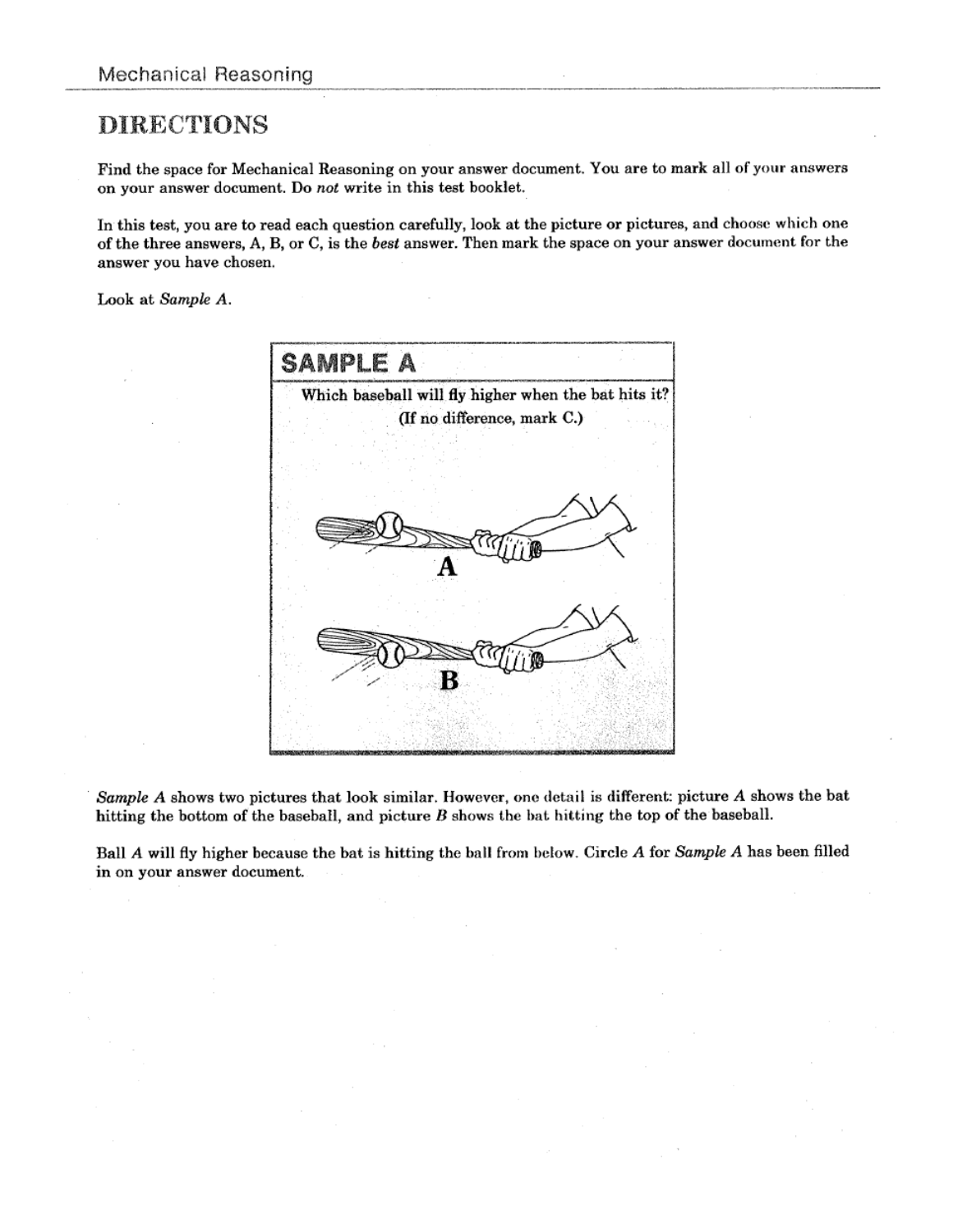## DIRECTIONS

Find the space for Mechanical Reasoning on your answer document. You are to mark all of your answers on your answer document. Do *not* write in this test booklet.

In this test, you are to read each question carefully, look at the picture or pictures, and choose which one of the three answers, A, B, or C, is the *best* answer. Then mark the space on your answer document for the answer you have chosen.

Look at *Sample A*.

### SAMPLE A

Which baseball will fly higher when the bat hits it?
(If no difference, mark C.)

A

B

*Sample A* shows two pictures that look similar. However, one detail is different: picture *A* shows the bat hitting the bottom of the baseball, and picture *B* shows the bat hitting the top of the baseball.

Ball *A* will fly higher because the bat is hitting the ball from below. Circle *A* for *Sample A* has been filled in on your answer document.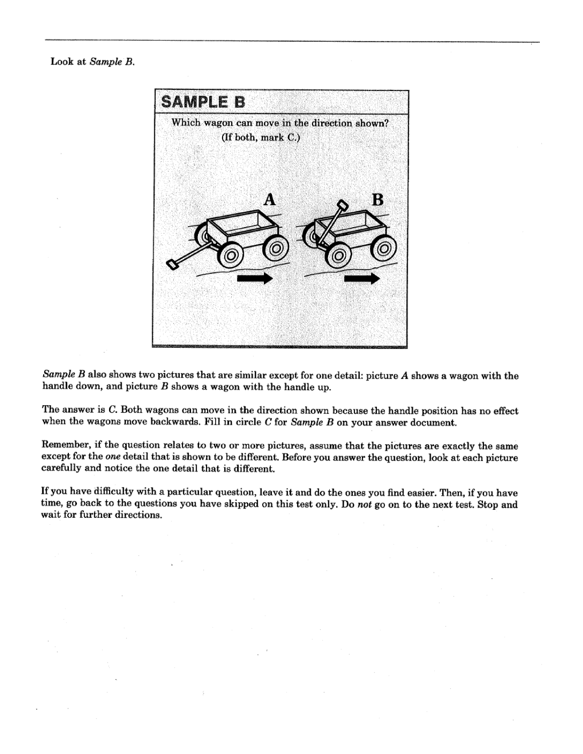Look at *Sample B.*

**SAMPLE B**

Which wagon can move in the direction shown?
(If both, mark C.)

A

B

*Sample B* also shows two pictures that are similar except for one detail: picture *A* shows a wagon with the handle down, and picture *B* shows a wagon with the handle up.

The answer is *C*. Both wagons can move in the direction shown because the handle position has no effect when the wagons move backwards. Fill in circle *C* for *Sample B* on your answer document.

Remember, if the question relates to two or more pictures, assume that the pictures are exactly the same except for the *one* detail that is shown to be different. Before you answer the question, look at each picture carefully and notice the one detail that is different.

If you have difficulty with a particular question, leave it and do the ones you find easier. Then, if you have time, go back to the questions you have skipped on this test only. Do *not* go on to the next test. Stop and wait for further directions.